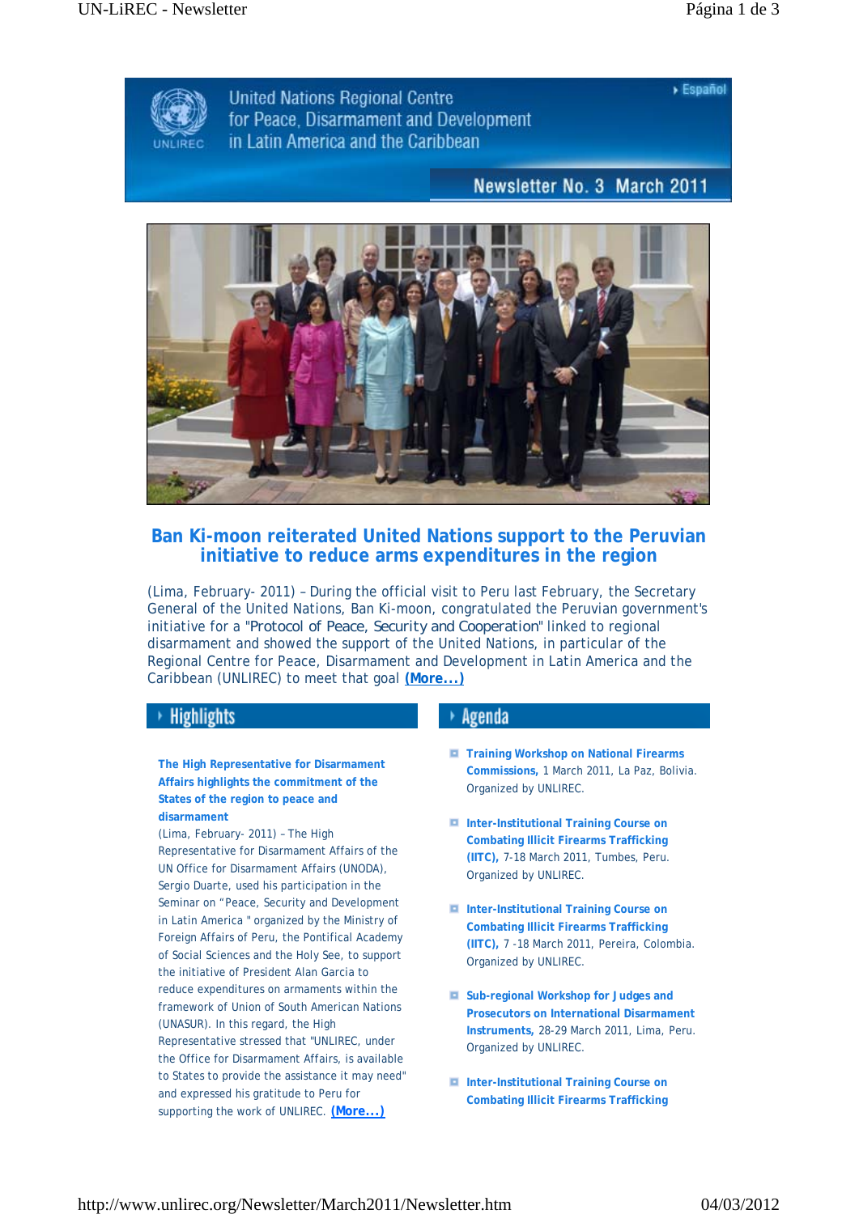United Nations Regional Centre for Peace, Disarmament and Development in Latin America and the Caribbean

UNLIREC

Español

Newsletter No. 3 March 2011

# Ban Ki-moon reiterated United Nations support to the Peruvian initiative to reduce arms expenditures in the region

(Lima, February- 2011) – During the official visit to Peru last February, the Secretary General of the United Nations, Ban Ki-moon, congratulated the Peruvian government's initiative for a "Protocol of Peace, Security and Cooperation" linked to regional disarmament and showed the support of the United Nations, in particular of the Regional Centre for Peace, Disarmament and Development in Latin America and the Caribbean (UNLIREC) to meet that goal **(More...)**

## Highlights

**The High Representative for Disarmament Affairs highlights the commitment of the States of the region to peace and disarmament**

(Lima, February- 2011) – The High Representative for Disarmament Affairs of the UN Office for Disarmament Affairs (UNODA), Sergio Duarte, used his participation in the Seminar on "Peace, Security and Development in Latin America " organized by the Ministry of Foreign Affairs of Peru, the Pontifical Academy of Social Sciences and the Holy See, to support the initiative of President Alan Garcia to reduce expenditures on armaments within the framework of Union of South American Nations (UNASUR). In this regard, the High Representative stressed that "UNLIREC, under the Office for Disarmament Affairs, is available to States to provide the assistance it may need" and expressed his gratitude to Peru for supporting the work of UNLIREC. **(More...)**

## Agenda

- **Training Workshop on National Firearms Commissions,** 1 March 2011, La Paz, Bolivia. Organized by UNLIREC.
- **Inter-Institutional Training Course on Combating Illicit Firearms Trafficking (IITC),** 7-18 March 2011, Tumbes, Peru. Organized by UNLIREC.
- **Inter-Institutional Training Course on Combating Illicit Firearms Trafficking (IITC),** 7 -18 March 2011, Pereira, Colombia. Organized by UNLIREC.
- **Sub-regional Workshop for Judges and Prosecutors on International Disarmament Instruments,** 28-29 March 2011, Lima, Peru. Organized by UNLIREC.
- **Inter-Institutional Training Course on Combating Illicit Firearms Trafficking**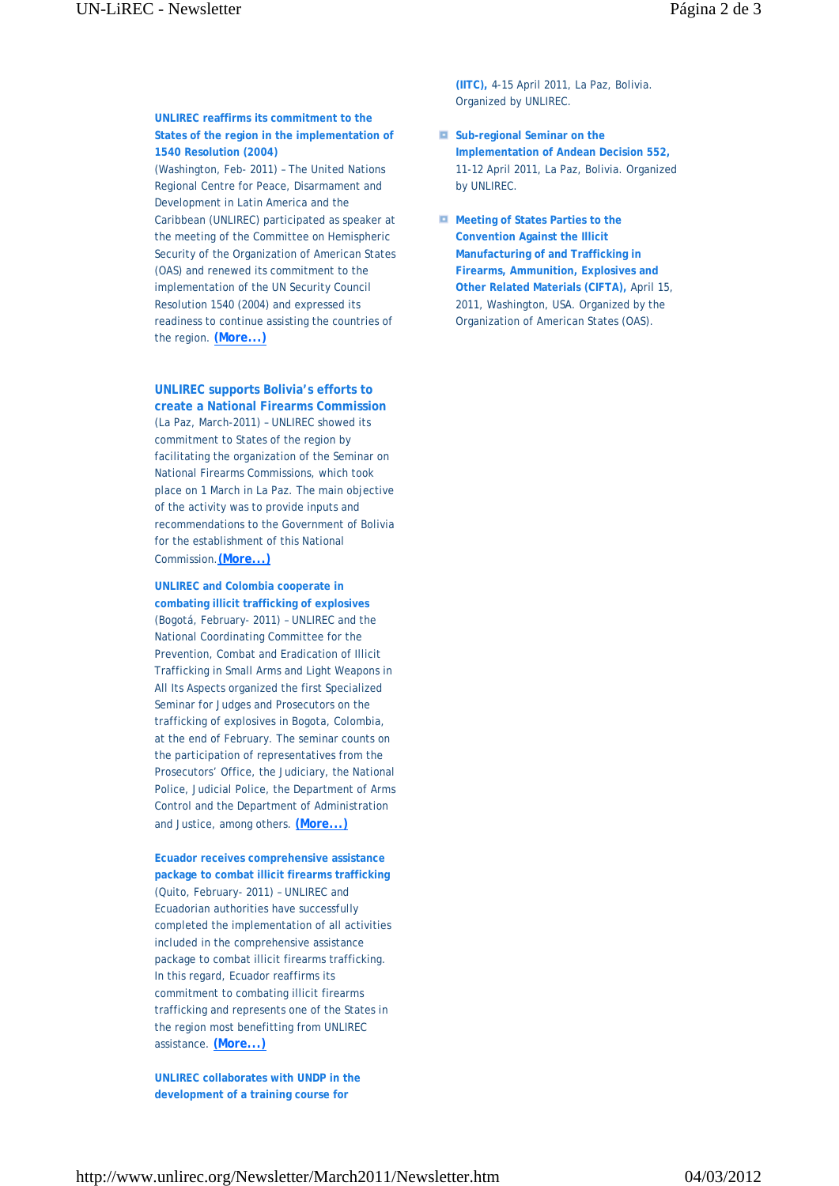**UNLIREC reaffirms its commitment to the States of the region in the implementation of 1540 Resolution (2004)**
(Washington, Feb- 2011) – The United Nations Regional Centre for Peace, Disarmament and Development in Latin America and the Caribbean (UNLIREC) participated as speaker at the meeting of the Committee on Hemispheric Security of the Organization of American States (OAS) and renewed its commitment to the implementation of the UN Security Council Resolution 1540 (2004) and expressed its readiness to continue assisting the countries of the region. **(More...)**

**UNLIREC supports Bolivia's efforts to create a National Firearms Commission**
(La Paz, March-2011) – UNLIREC showed its commitment to States of the region by facilitating the organization of the Seminar on National Firearms Commissions, which took place on 1 March in La Paz. The main objective of the activity was to provide inputs and recommendations to the Government of Bolivia for the establishment of this National Commission. **(More...)**

**UNLIREC and Colombia cooperate in combating illicit trafficking of explosives**
(Bogotá, February- 2011) – UNLIREC and the National Coordinating Committee for the Prevention, Combat and Eradication of Illicit Trafficking in Small Arms and Light Weapons in All Its Aspects organized the first Specialized Seminar for Judges and Prosecutors on the trafficking of explosives in Bogota, Colombia, at the end of February. The seminar counts on the participation of representatives from the Prosecutors' Office, the Judiciary, the National Police, Judicial Police, the Department of Arms Control and the Department of Administration and Justice, among others. **(More...)**

**Ecuador receives comprehensive assistance package to combat illicit firearms trafficking**
(Quito, February- 2011) – UNLIREC and Ecuadorian authorities have successfully completed the implementation of all activities included in the comprehensive assistance package to combat illicit firearms trafficking. In this regard, Ecuador reaffirms its commitment to combating illicit firearms trafficking and represents one of the States in the region most benefitting from UNLIREC assistance. **(More...)**

**UNLIREC collaborates with UNDP in the development of a training course for**

**(IITC),** 4-15 April 2011, La Paz, Bolivia. Organized by UNLIREC.

- **Sub-regional Seminar on the Implementation of Andean Decision 552,** 11-12 April 2011, La Paz, Bolivia. Organized by UNLIREC.
- **Meeting of States Parties to the Convention Against the Illicit Manufacturing of and Trafficking in Firearms, Ammunition, Explosives and Other Related Materials (CIFTA),** April 15, 2011, Washington, USA. Organized by the Organization of American States (OAS).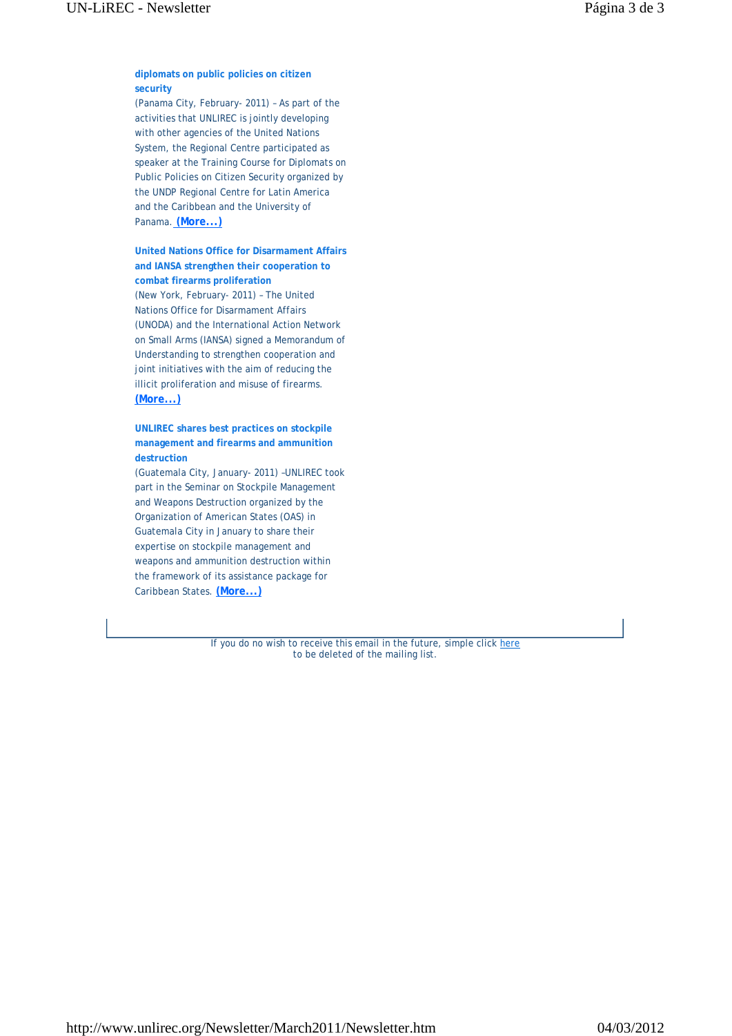**diplomats on public policies on citizen security**

(Panama City, February- 2011) – As part of the activities that UNLIREC is jointly developing with other agencies of the United Nations System, the Regional Centre participated as speaker at the Training Course for Diplomats on Public Policies on Citizen Security organized by the UNDP Regional Centre for Latin America and the Caribbean and the University of Panama. **(More...)**

**United Nations Office for Disarmament Affairs and IANSA strengthen their cooperation to combat firearms proliferation**

(New York, February- 2011) – The United Nations Office for Disarmament Affairs (UNODA) and the International Action Network on Small Arms (IANSA) signed a Memorandum of Understanding to strengthen cooperation and joint initiatives with the aim of reducing the illicit proliferation and misuse of firearms. **(More...)**

**UNLIREC shares best practices on stockpile management and firearms and ammunition destruction**

(Guatemala City, January- 2011) -UNLIREC took part in the Seminar on Stockpile Management and Weapons Destruction organized by the Organization of American States (OAS) in Guatemala City in January to share their expertise on stockpile management and weapons and ammunition destruction within the framework of its assistance package for Caribbean States. **(More...)**

If you do no wish to receive this email in the future, simple click here to be deleted of the mailing list.